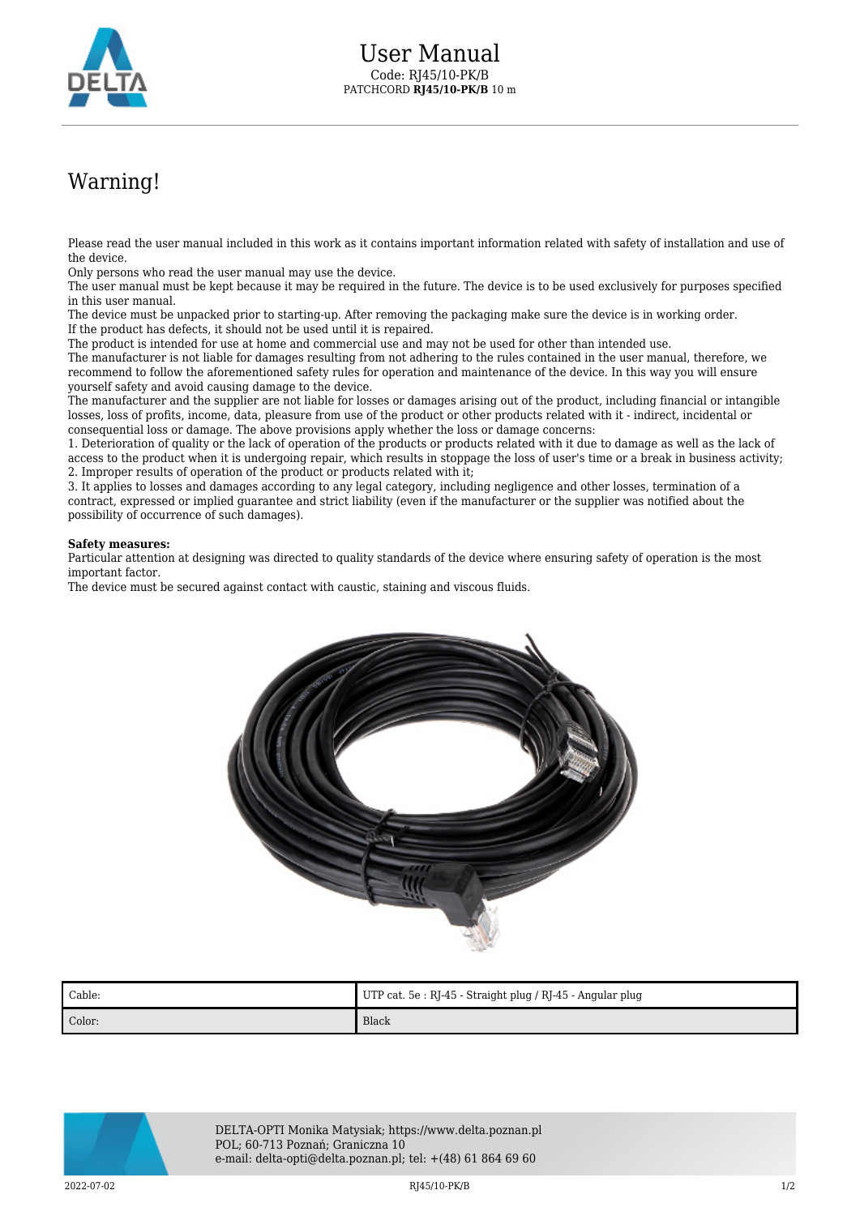# User Manual

Code: RJ45/10-PK/B

PATCHCORD **RJ45/10-PK/B** 10 m

## Warning!

Please read the user manual included in this work as it contains important information related with safety of installation and use of the device.
Only persons who read the user manual may use the device.
The user manual must be kept because it may be required in the future. The device is to be used exclusively for purposes specified in this user manual.
The device must be unpacked prior to starting-up. After removing the packaging make sure the device is in working order.
If the product has defects, it should not be used until it is repaired.
The product is intended for use at home and commercial use and may not be used for other than intended use.
The manufacturer is not liable for damages resulting from not adhering to the rules contained in the user manual, therefore, we recommend to follow the aforementioned safety rules for operation and maintenance of the device. In this way you will ensure yourself safety and avoid causing damage to the device.
The manufacturer and the supplier are not liable for losses or damages arising out of the product, including financial or intangible losses, loss of profits, income, data, pleasure from use of the product or other products related with it - indirect, incidental or consequential loss or damage. The above provisions apply whether the loss or damage concerns:
1. Deterioration of quality or the lack of operation of the products or products related with it due to damage as well as the lack of access to the product when it is undergoing repair, which results in stoppage the loss of user's time or a break in business activity;
2. Improper results of operation of the product or products related with it;
3. It applies to losses and damages according to any legal category, including negligence and other losses, termination of a contract, expressed or implied guarantee and strict liability (even if the manufacturer or the supplier was notified about the possibility of occurrence of such damages).

**Safety measures:**
Particular attention at designing was directed to quality standards of the device where ensuring safety of operation is the most important factor.
The device must be secured against contact with caustic, staining and viscous fluids.

| Cable: | UTP cat. 5e : RJ-45 - Straight plug / RJ-45 - Angular plug |
|---|---|
| Color: | Black |

DELTA-OPTI Monika Matysiak; https://www.delta.poznan.pl
POL; 60-713 Poznań; Graniczna 10
e-mail: delta-opti@delta.poznan.pl; tel: +(48) 61 864 69 60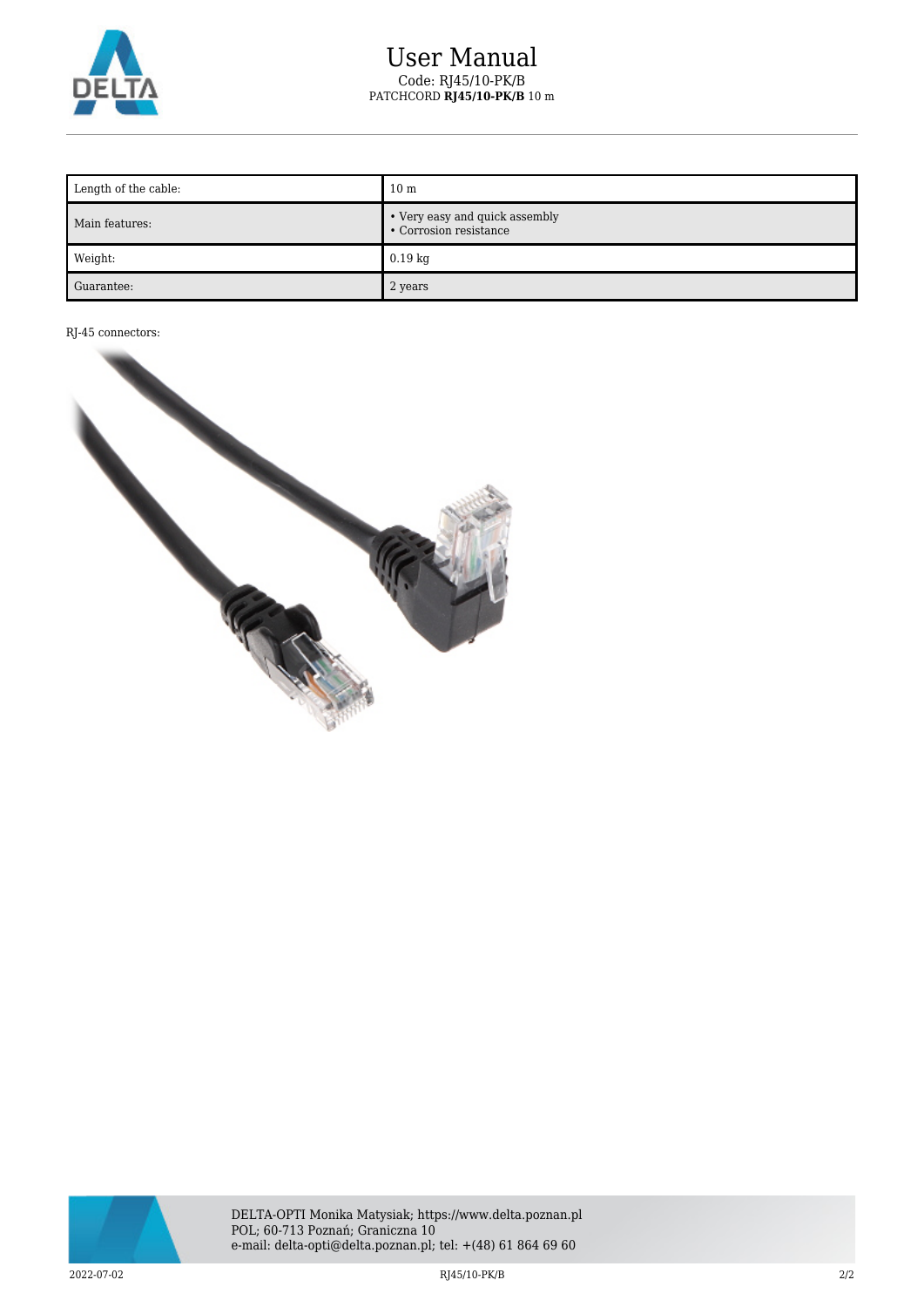# User Manual

Code: RJ45/10-PK/B
PATCHCORD **RJ45/10-PK/B** 10 m

| | |
|---|---|
| Length of the cable: | 10 m |
| Main features: | • Very easy and quick assembly<br>• Corrosion resistance |
| Weight: | 0.19 kg |
| Guarantee: | 2 years |

RJ-45 connectors:

DELTA-OPTI Monika Matysiak; https://www.delta.poznan.pl
POL; 60-713 Poznań; Graniczna 10
e-mail: delta-opti@delta.poznan.pl; tel: +(48) 61 864 69 60